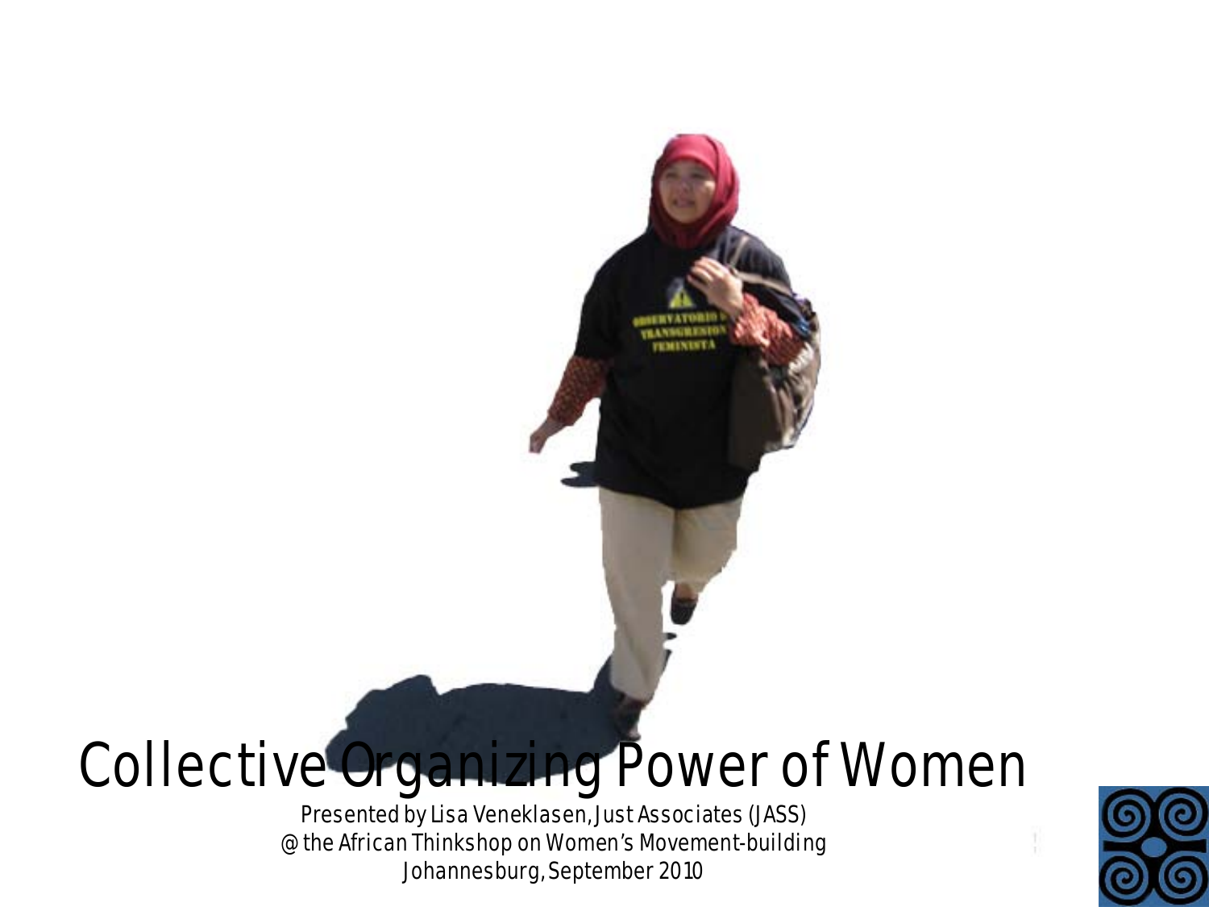# Collective Organizing Power of Women

Presented by Lisa Veneklasen, Just Associates (JASS)
@ the African Thinkshop on Women's Movement-building
Johannesburg, September 2010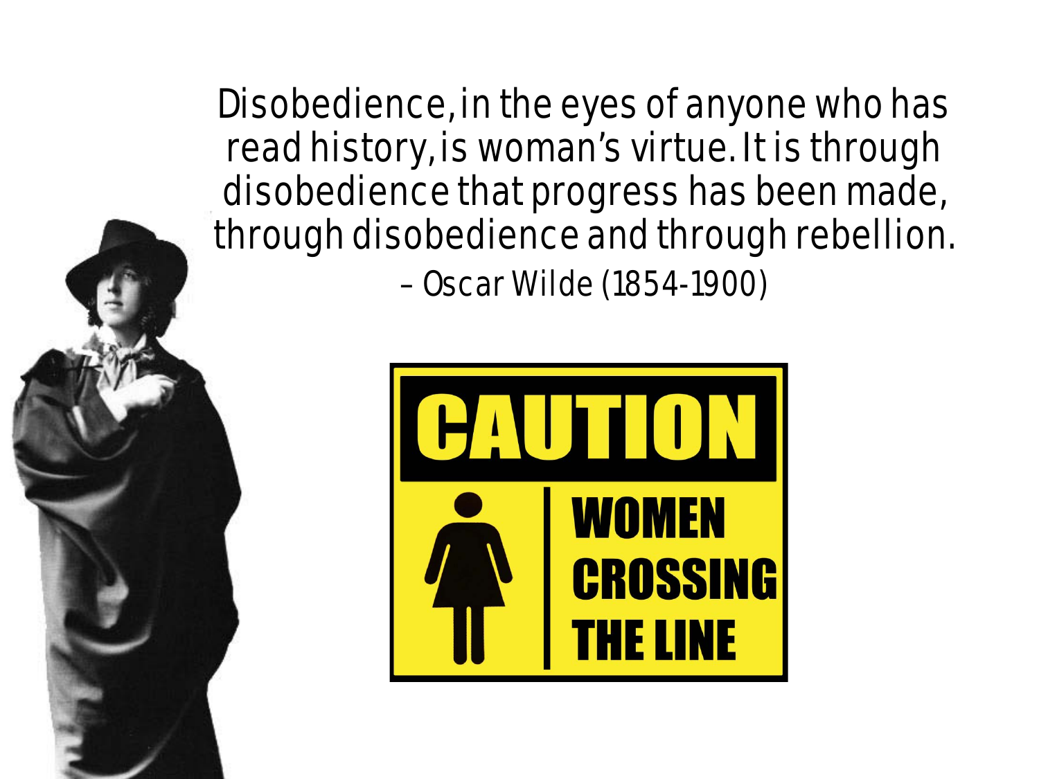Disobedience, in the eyes of anyone who has read history, is woman's virtue. It is through disobedience that progress has been made, through disobedience and through rebellion.

– Oscar Wilde (1854-1900)

CAUTION

WOMEN CROSSING THE LINE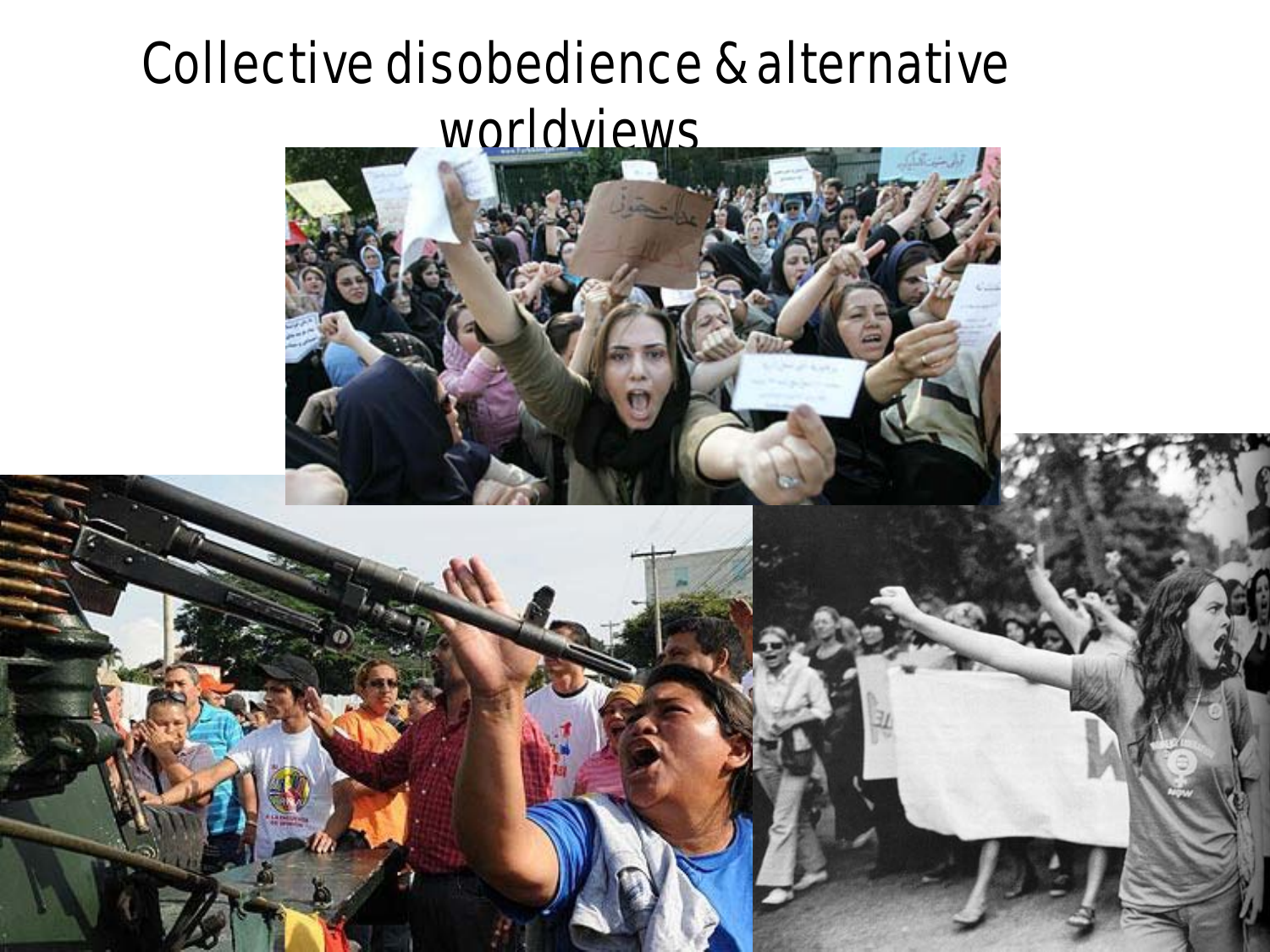# Collective disobedience & alternative worldviews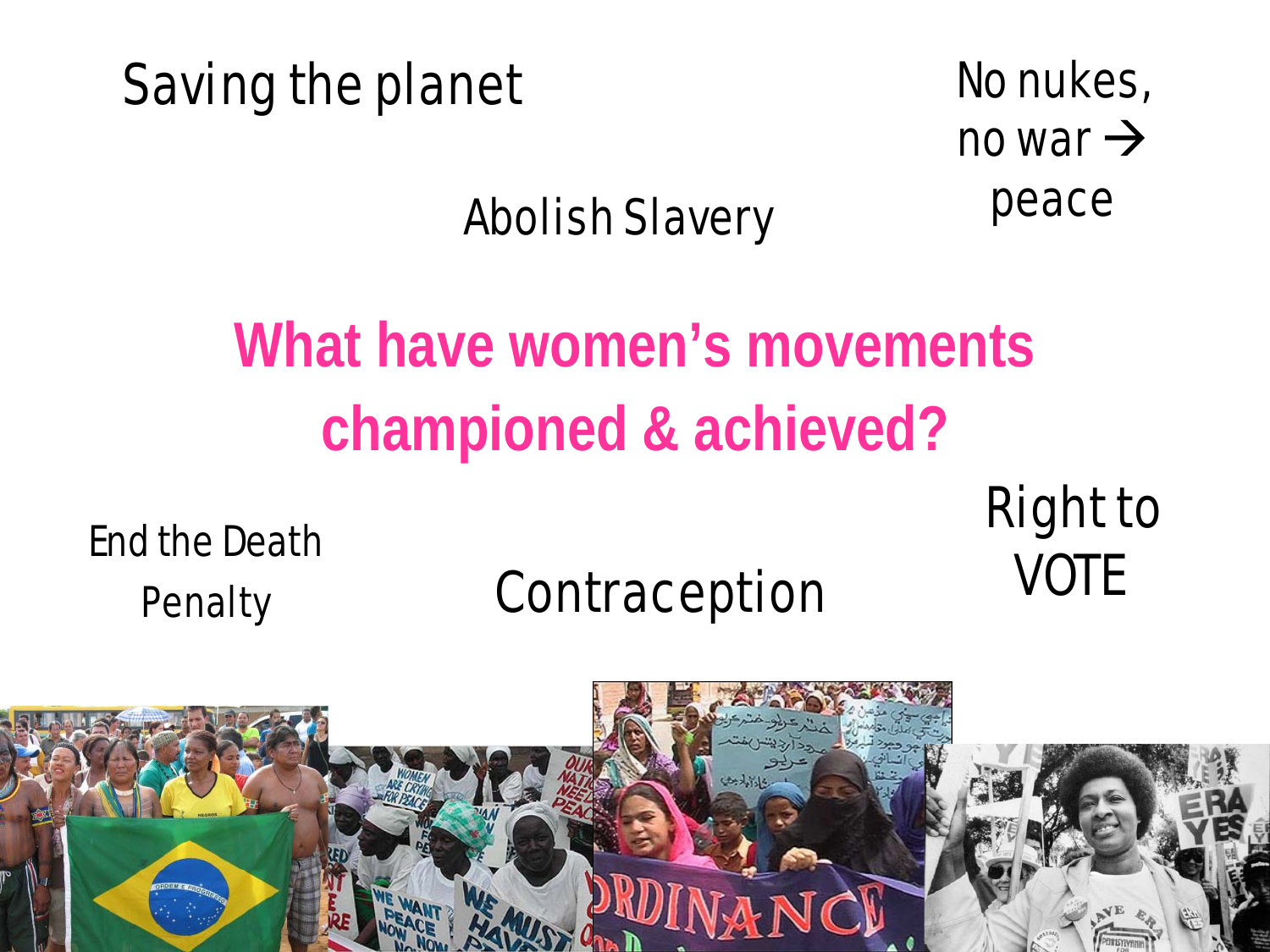Saving the plane­t

No nukes, no war → peace

Abolish Slavery

# What have women's movements championed & achieved?

End the Death Penalty

Contraception

Right to VOTE

Saving the planet

No nukes, no war → peace

Abolish Slavery

# What have women's movements championed & achieved?

End the Death Penalty

Contraception

Right to VOTE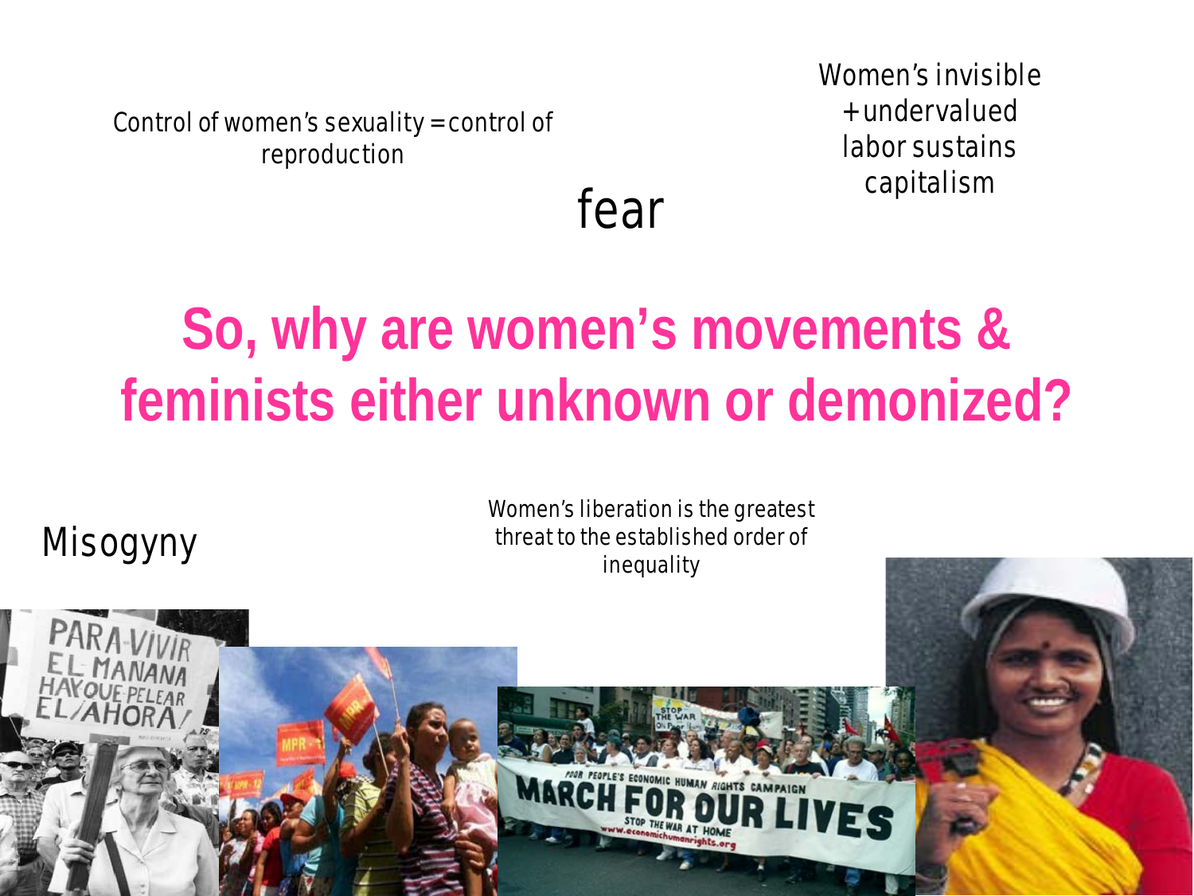Control of women's sexuality = control of reproduction

fear

Women's invisible + undervalued labor sustains capitalism

# So, why are women's movements & feminists either unknown or demonized?

Misogyny

Women's liberation is the greatest threat to the established order of inequality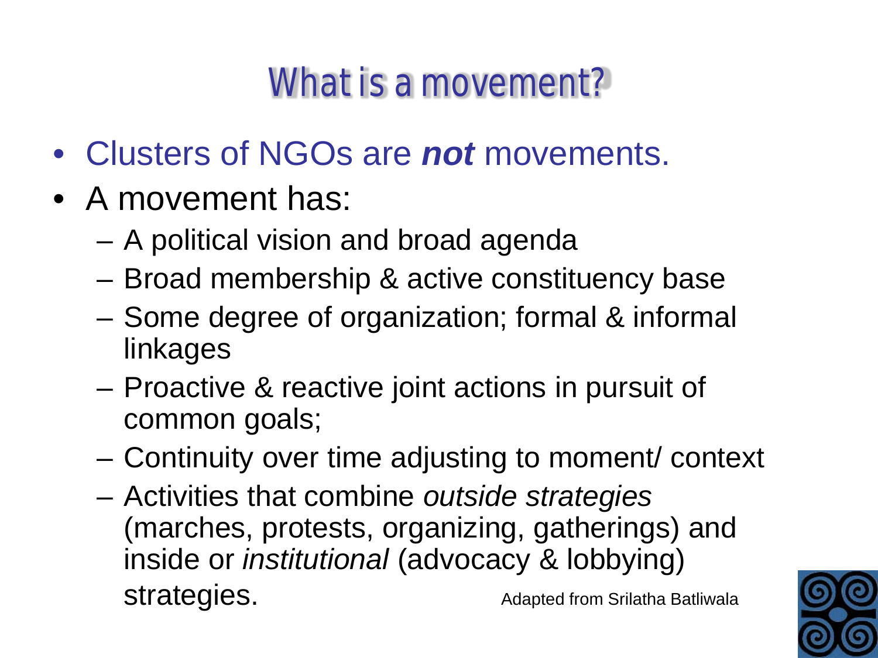# What is a movement?

- Clusters of NGOs are ***not*** movements.
- A movement has:
  - A political vision and broad agenda
  - Broad membership & active constituency base
  - Some degree of organization; formal & informal linkages
  - Proactive & reactive joint actions in pursuit of common goals;
  - Continuity over time adjusting to moment/ context
  - Activities that combine *outside strategies* (marches, protests, organizing, gatherings) and inside or *institutional* (advocacy & lobbying) strategies.

Adapted from Srilatha Batliwala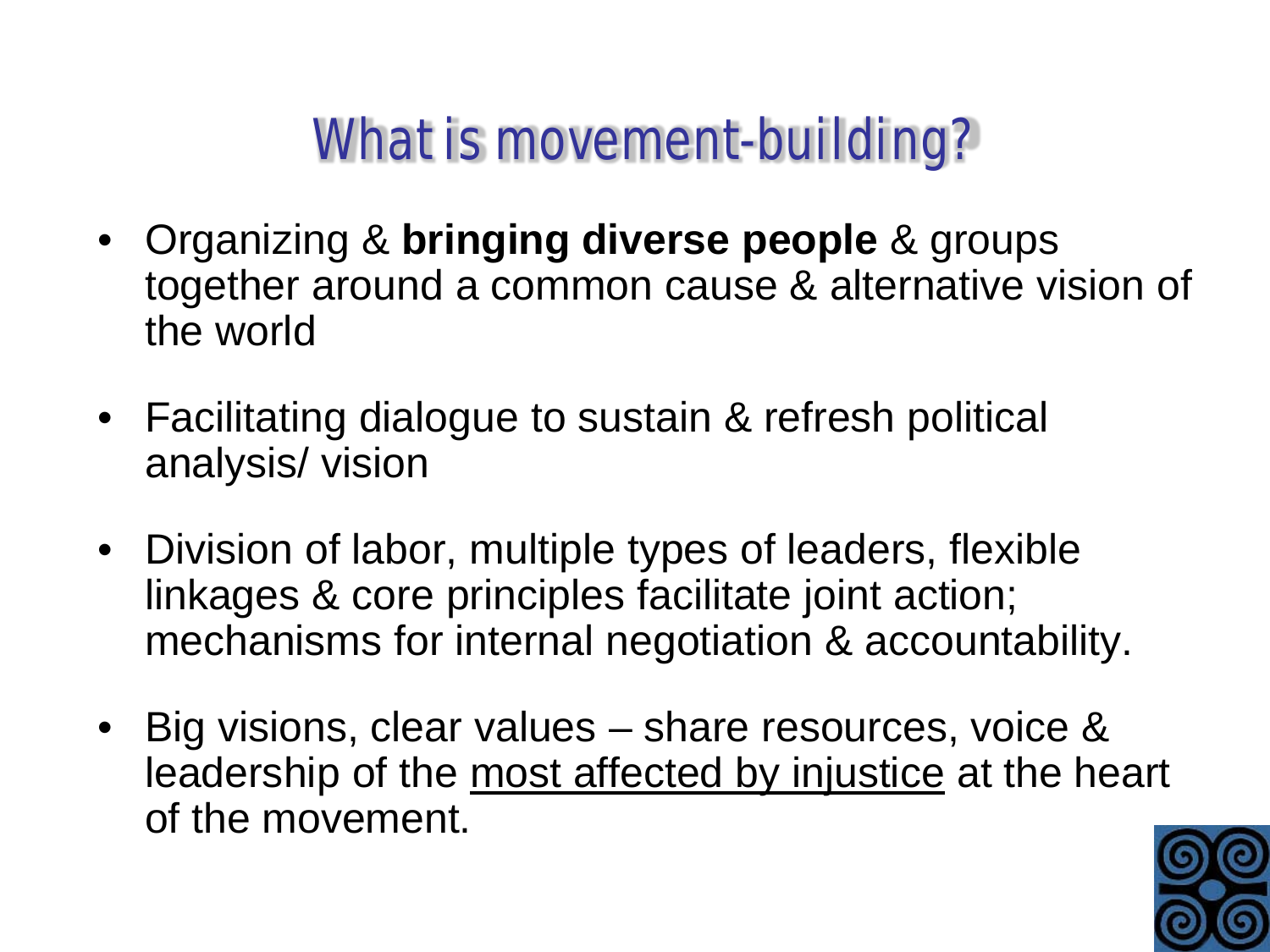# What is movement-building?

- Organizing & **bringing diverse people** & groups together around a common cause & alternative vision of the world
- Facilitating dialogue to sustain & refresh political analysis/ vision
- Division of labor, multiple types of leaders, flexible linkages & core principles facilitate joint action; mechanisms for internal negotiation & accountability.
- Big visions, clear values – share resources, voice & leadership of the <u>most affected by injustice</u> at the heart of the movement.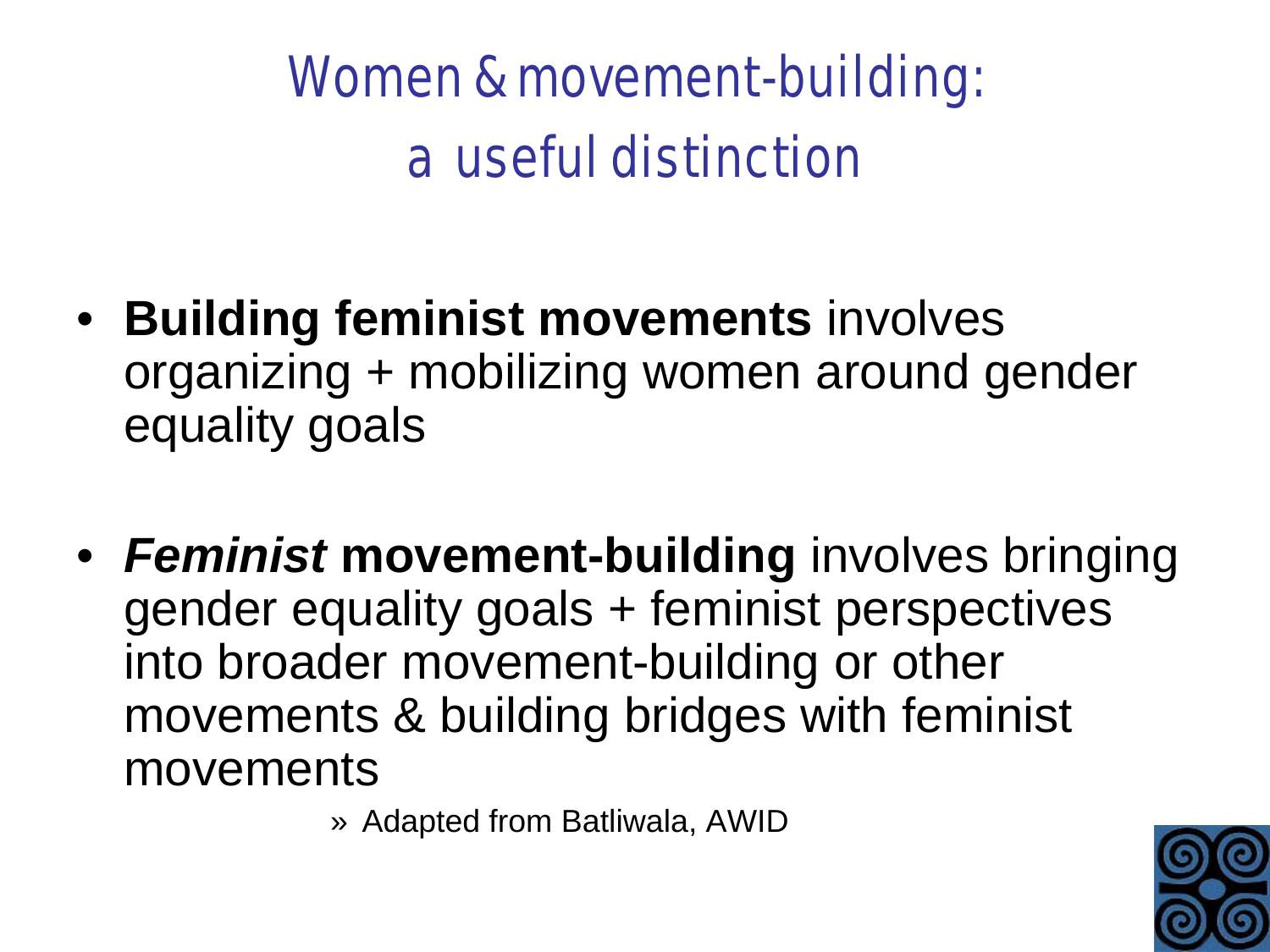# Women & movement-building: a useful distinction

- **Building feminist movements** involves organizing + mobilizing women around gender equality goals

- ***Feminist* movement-building** involves bringing gender equality goals + feminist perspectives into broader movement-building or other movements & building bridges with feminist movements

  » Adapted from Batliwala, AWID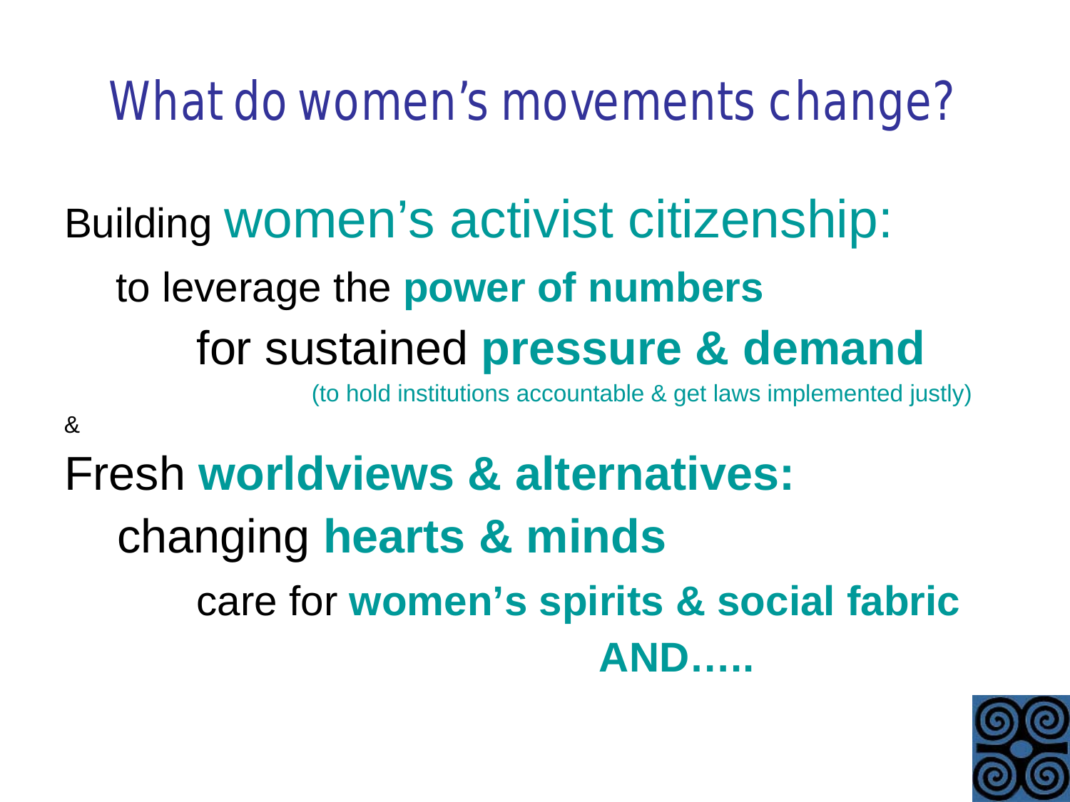# What do women's movements change?

Building women's activist citizenship:

to leverage the **power of numbers**

for sustained **pressure & demand**

(to hold institutions accountable & get laws implemented justly)

&

Fresh **worldviews & alternatives:**

changing **hearts & minds**

care for **women's spirits & social fabric**

**AND…..**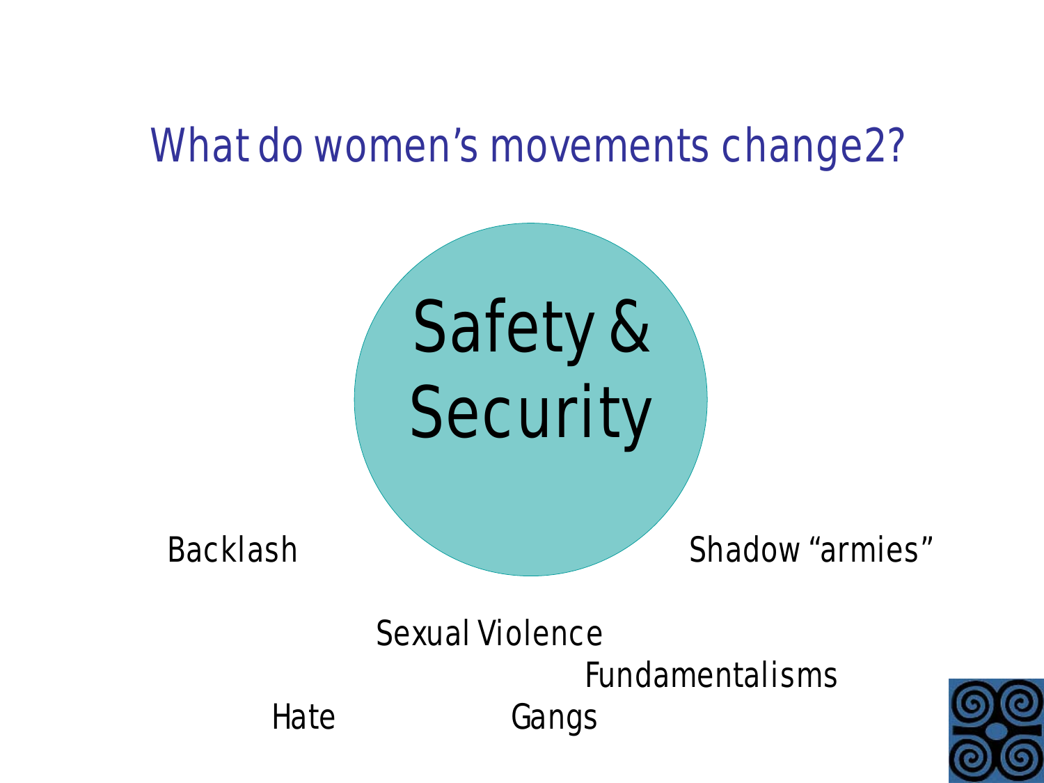# What do women's movements change2?

Safety & Security

Backlash

Shadow "armies"

Sexual Violence

Fundamentalisms

Hate

Gangs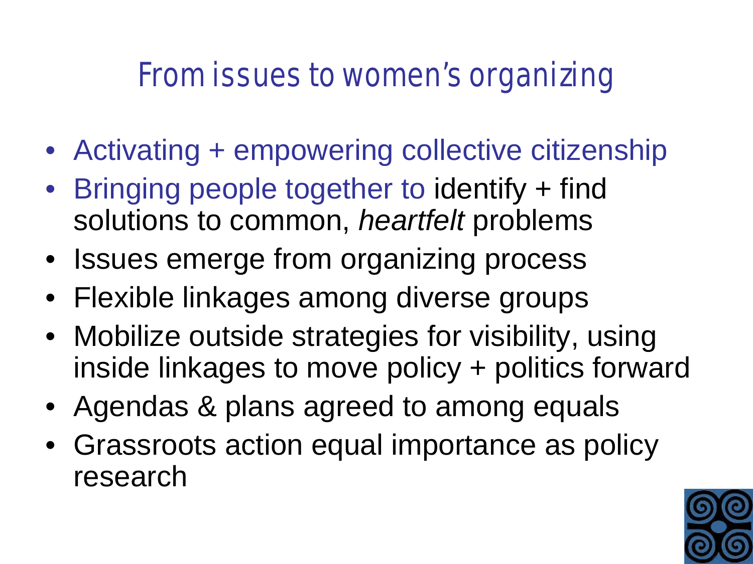# From issues to women's organizing

- Activating + empowering collective citizenship
- Bringing people together to identify + find solutions to common, *heartfelt* problems
- Issues emerge from organizing process
- Flexible linkages among diverse groups
- Mobilize outside strategies for visibility, using inside linkages to move policy + politics forward
- Agendas & plans agreed to among equals
- Grassroots action equal importance as policy research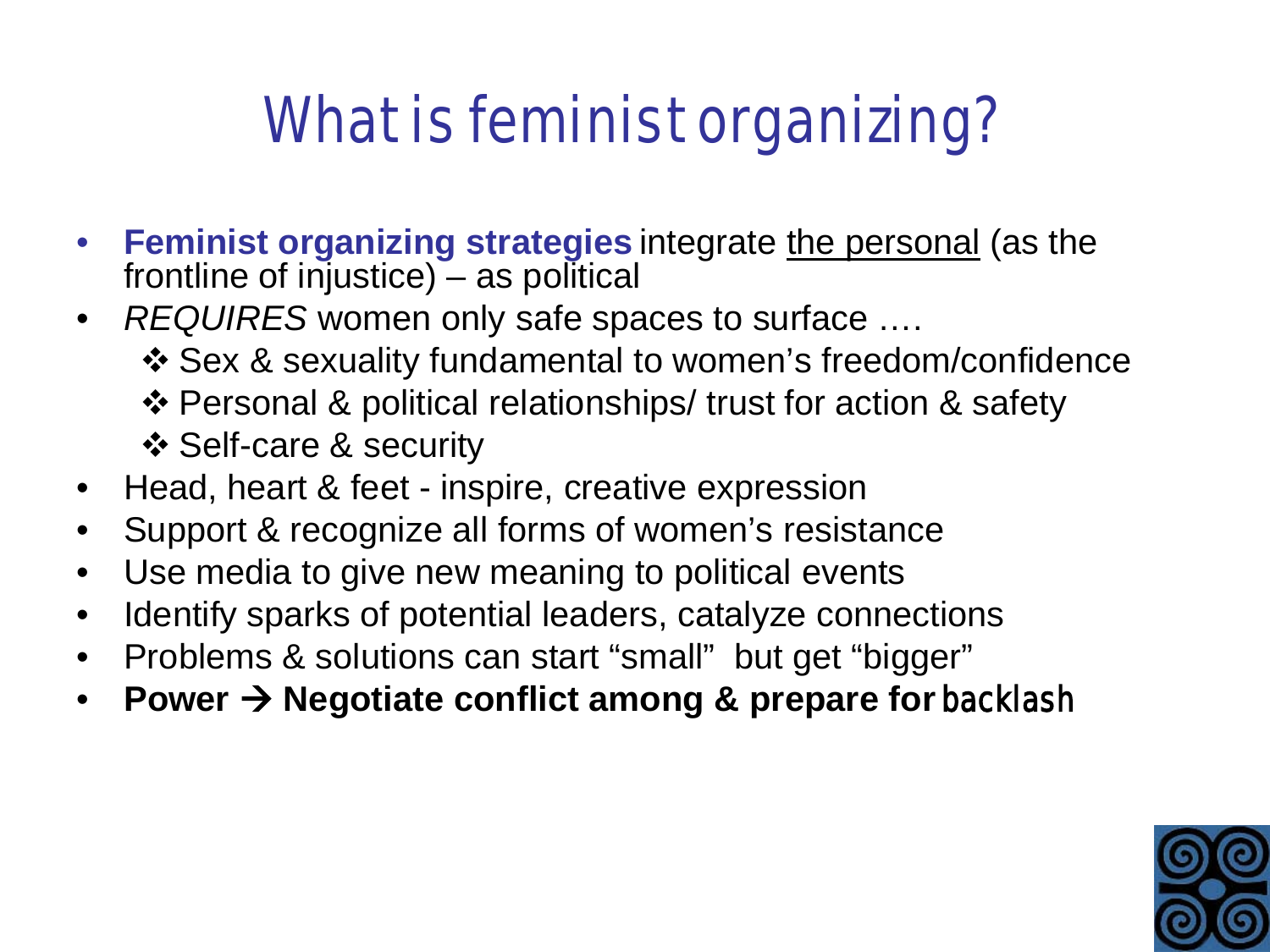# What is feminist organizing?

- **Feminist organizing strategies** integrate <u>the personal</u> (as the frontline of injustice) – as political
- *REQUIRES* women only safe spaces to surface ….
  - ❖ Sex & sexuality fundamental to women's freedom/confidence
  - ❖ Personal & political relationships/ trust for action & safety
  - ❖ Self-care & security
- Head, heart & feet - inspire, creative expression
- Support & recognize all forms of women's resistance
- Use media to give new meaning to political events
- Identify sparks of potential leaders, catalyze connections
- Problems & solutions can start "small" but get "bigger"
- **Power → Negotiate conflict among & prepare for** backlash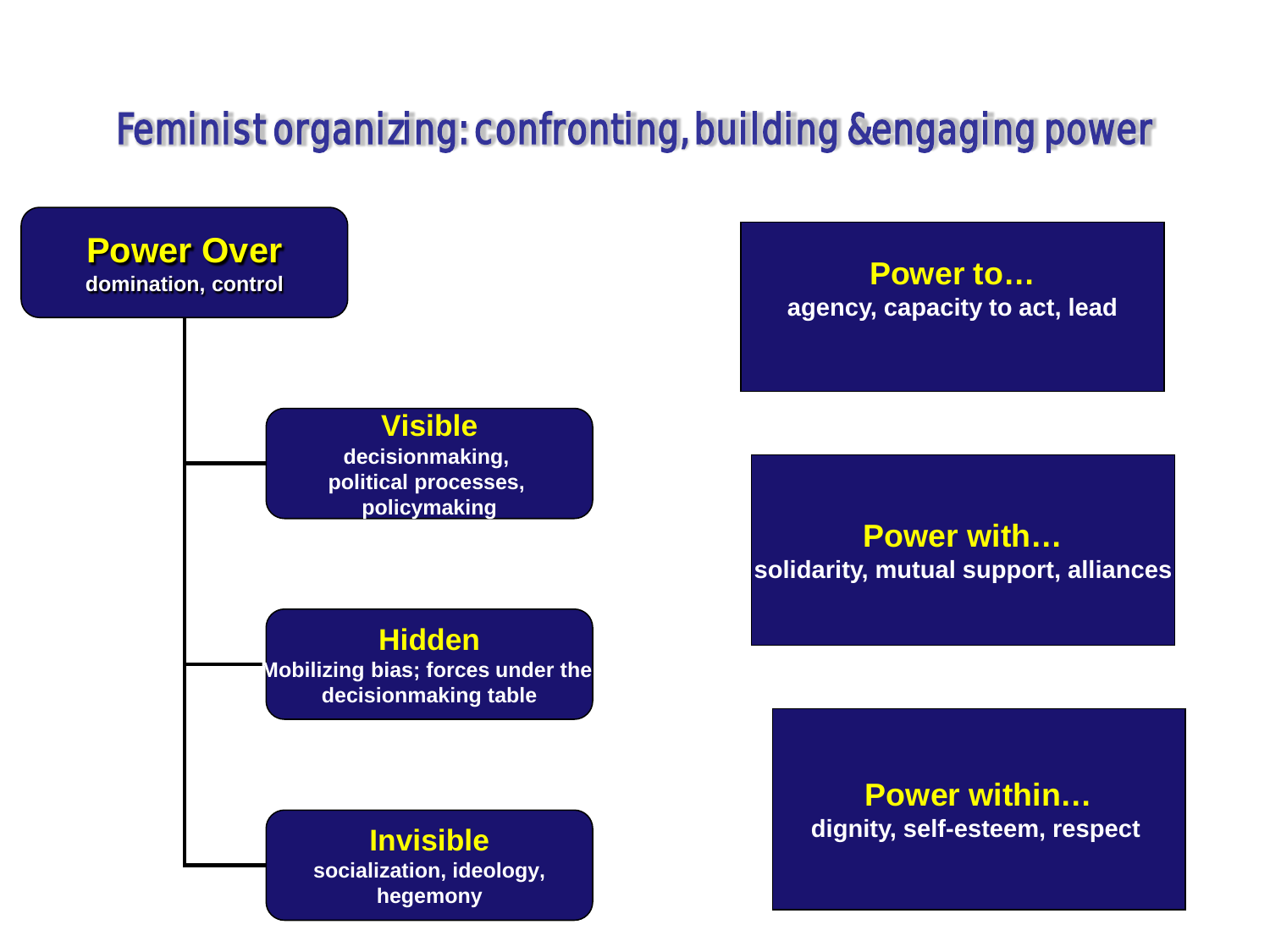# Feminist organizing: confronting, building &engaging power

**Power Over**
domination, control

- **Visible**
  decisionmaking, political processes, policymaking
- **Hidden**
  Mobilizing bias; forces under the decisionmaking table
- **Invisible**
  socialization, ideology, hegemony

**Power to…**
agency, capacity to act, lead

**Power with…**
solidarity, mutual support, alliances

**Power within…**
dignity, self-esteem, respect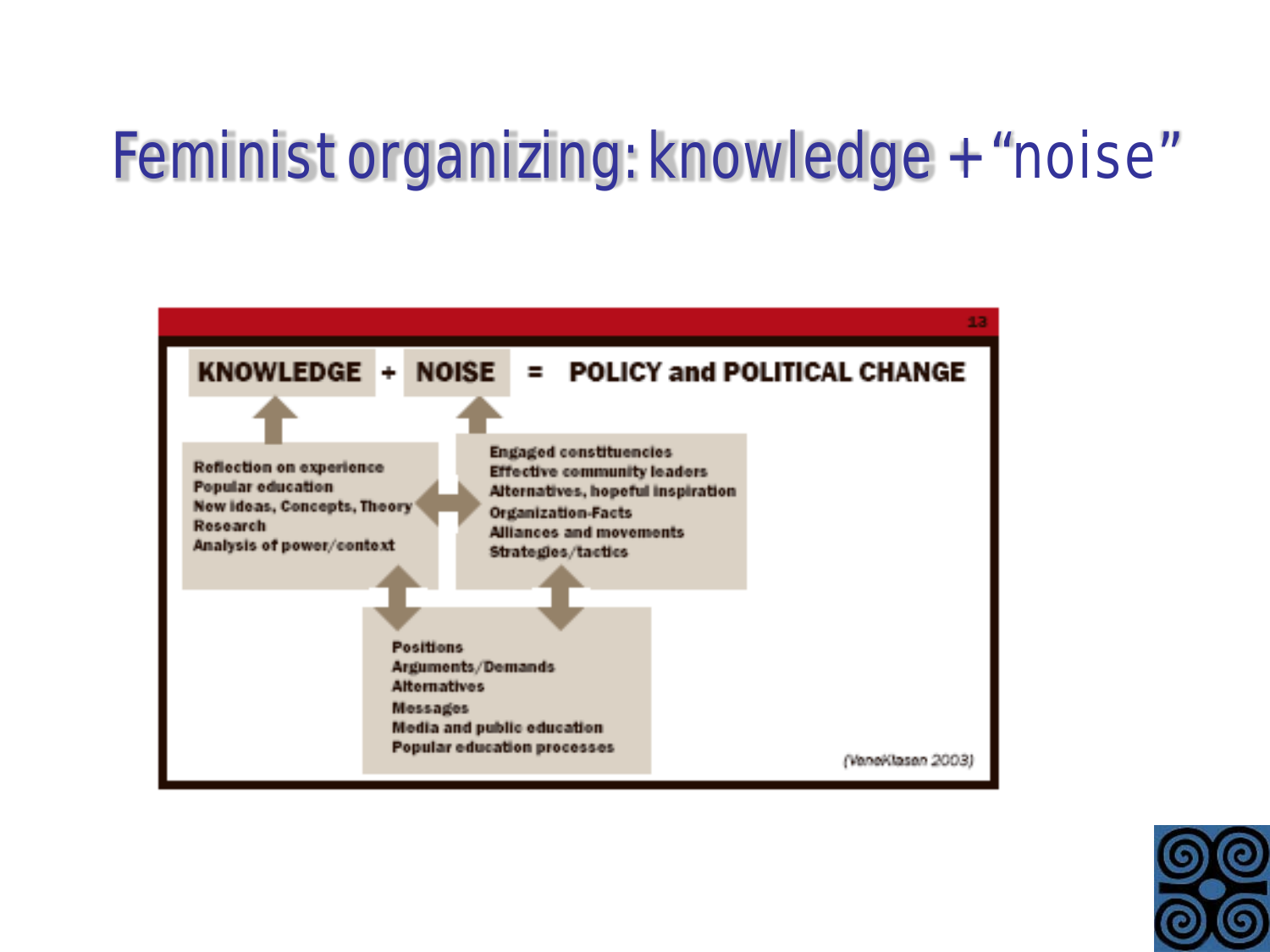# Feminist organizing: knowledge + "noise"

**KNOWLEDGE + NOISE = POLICY and POLITICAL CHANGE**

**Knowledge:**
- Reflection on experience
- Popular education
- New ideas, Concepts, Theory
- Research
- Analysis of power/context

**Noise:**
- Engaged constituencies
- Effective community leaders
- Alternatives, hopeful inspiration
- Organization-Facts
- Alliances and movements
- Strategies/tactics

**Connecting both:**
- Positions
- Arguments/Demands
- Alternatives
- Messages
- Media and public education
- Popular education processes

(VeneKlasen 2003)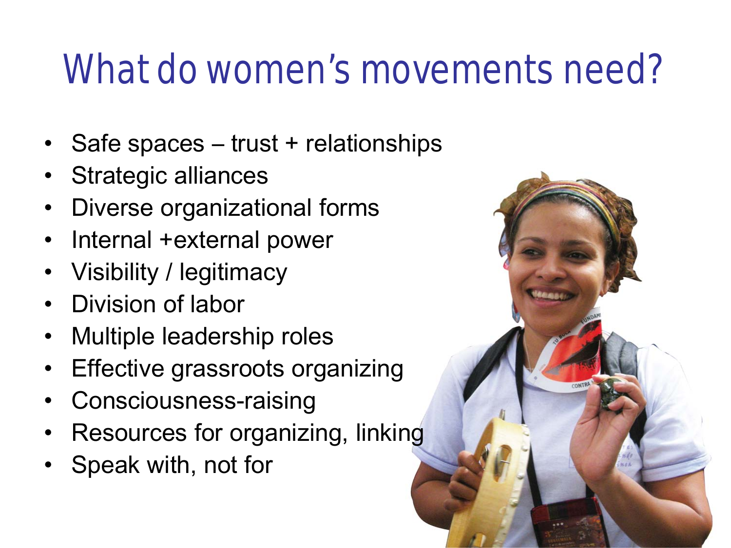# What do women's movements need?

- Safe spaces – trust + relationships
- Strategic alliances
- Diverse organizational forms
- Internal +external power
- Visibility / legitimacy
- Division of labor
- Multiple leadership roles
- Effective grassroots organizing
- Consciousness-raising
- Resources for organizing, linking
- Speak with, not for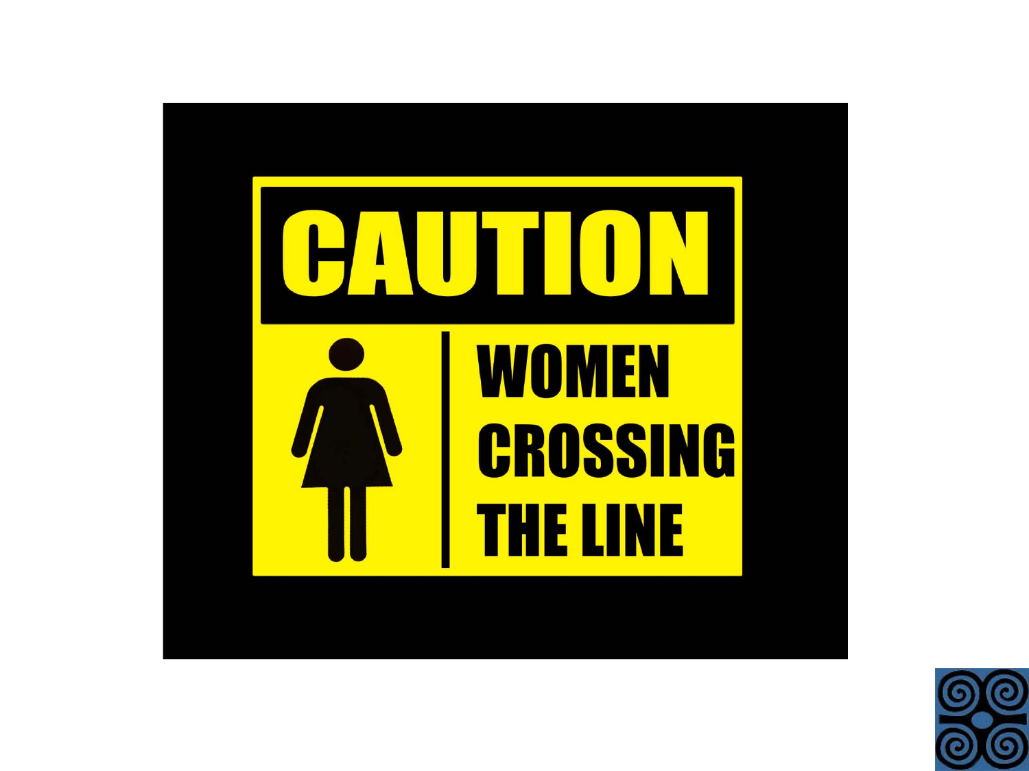CAUTION

WOMEN CROSSING THE LINE